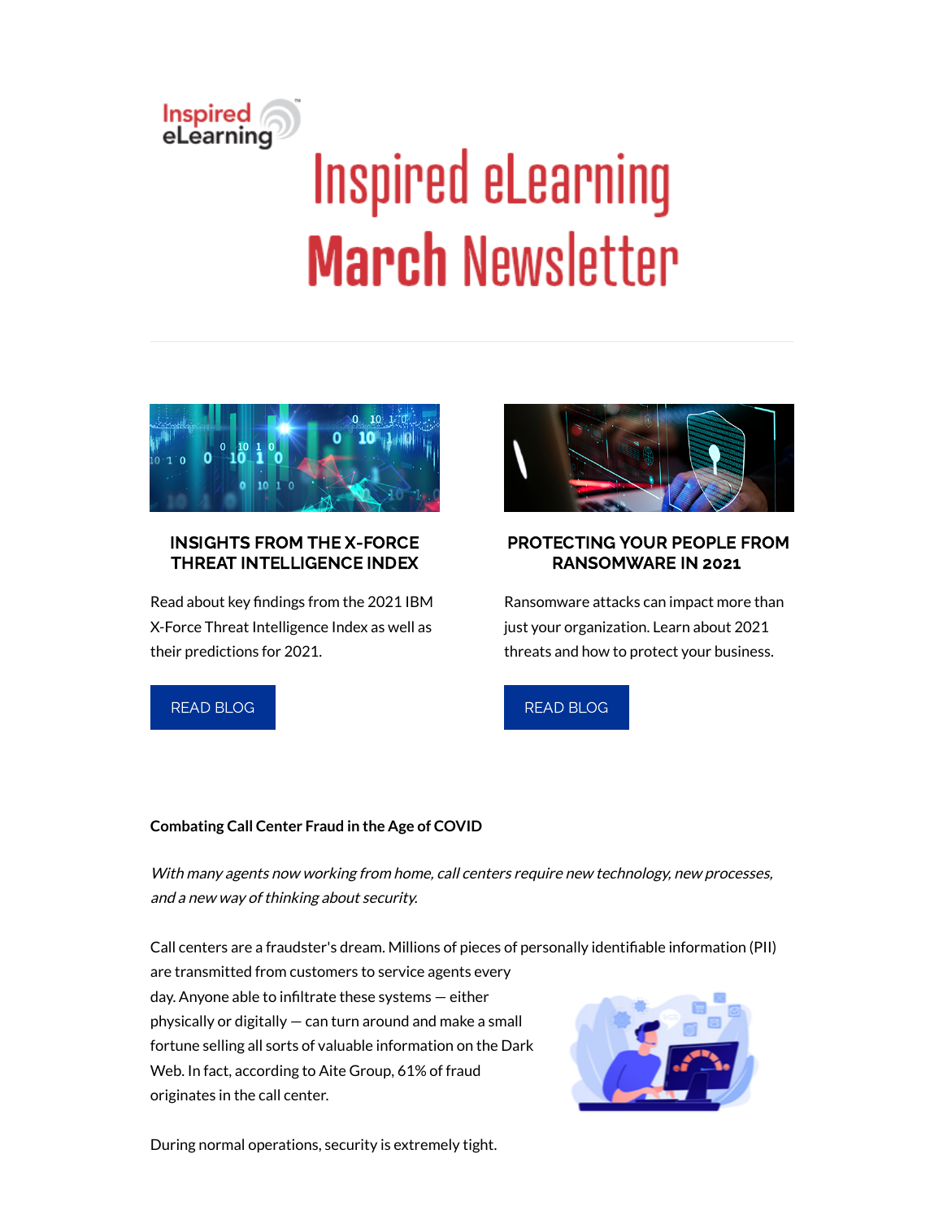# Inspired eLearning March Newsletter

### INSIGHTS FROM THE X-FORCE THREAT INTELLIGENCE INDEX

Read about key findings from the 2021 IBM X-Force Threat Intelligence Index as well as their predictions for 2021.

READ BLOG

### PROTECTING YOUR PEOPLE FROM RANSOMWARE IN 2021

Ransomware attacks can impact more than just your organization. Learn about 2021 threats and how to protect your business.

READ BLOG

**Combating Call Center Fraud in the Age of COVID**

*With many agents now working from home, call centers require new technology, new processes, and a new way of thinking about security.*

Call centers are a fraudster's dream. Millions of pieces of personally identifiable information (PII) are transmitted from customers to service agents every day. Anyone able to infiltrate these systems — either physically or digitally — can turn around and make a small fortune selling all sorts of valuable information on the Dark Web. In fact, according to Aite Group, 61% of fraud originates in the call center.

During normal operations, security is extremely tight.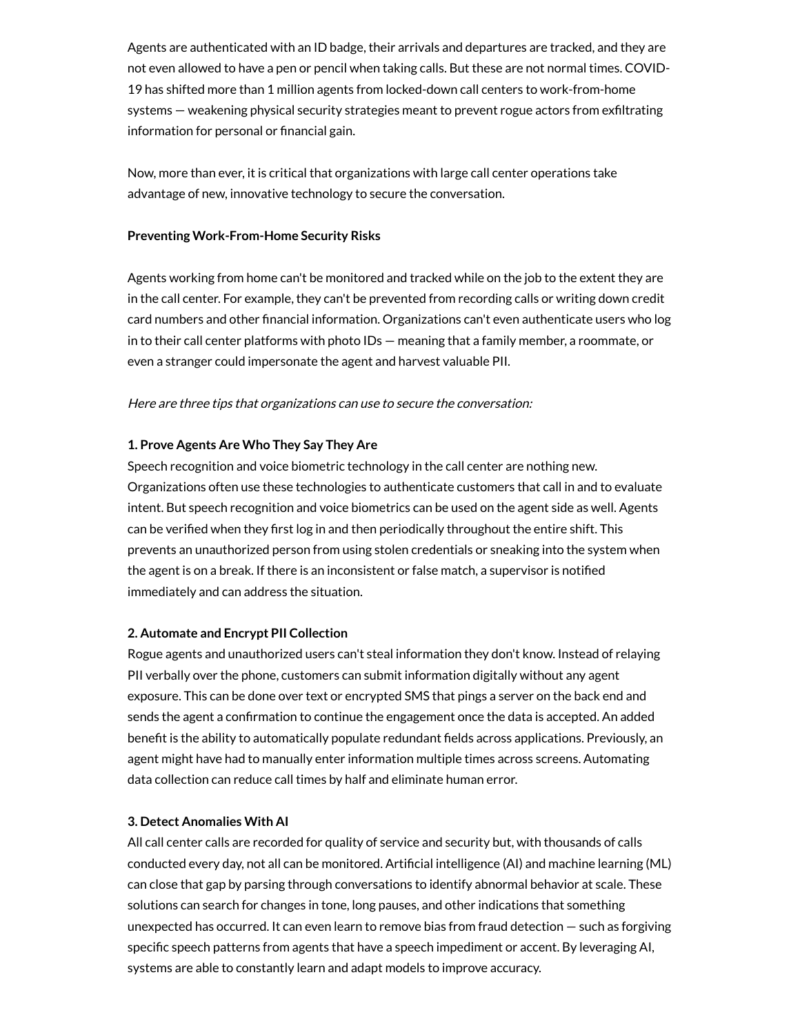Agents are authenticated with an ID badge, their arrivals and departures are tracked, and they are not even allowed to have a pen or pencil when taking calls. But these are not normal times. COVID-19 has shifted more than 1 million agents from locked-down call centers to work-from-home systems — weakening physical security strategies meant to prevent rogue actors from exfiltrating information for personal or financial gain.

Now, more than ever, it is critical that organizations with large call center operations take advantage of new, innovative technology to secure the conversation.

**Preventing Work-From-Home Security Risks**

Agents working from home can't be monitored and tracked while on the job to the extent they are in the call center. For example, they can't be prevented from recording calls or writing down credit card numbers and other financial information. Organizations can't even authenticate users who log in to their call center platforms with photo IDs — meaning that a family member, a roommate, or even a stranger could impersonate the agent and harvest valuable PII.

*Here are three tips that organizations can use to secure the conversation:*

**1. Prove Agents Are Who They Say They Are**

Speech recognition and voice biometric technology in the call center are nothing new. Organizations often use these technologies to authenticate customers that call in and to evaluate intent. But speech recognition and voice biometrics can be used on the agent side as well. Agents can be verified when they first log in and then periodically throughout the entire shift. This prevents an unauthorized person from using stolen credentials or sneaking into the system when the agent is on a break. If there is an inconsistent or false match, a supervisor is notified immediately and can address the situation.

**2. Automate and Encrypt PII Collection**

Rogue agents and unauthorized users can't steal information they don't know. Instead of relaying PII verbally over the phone, customers can submit information digitally without any agent exposure. This can be done over text or encrypted SMS that pings a server on the back end and sends the agent a confirmation to continue the engagement once the data is accepted. An added benefit is the ability to automatically populate redundant fields across applications. Previously, an agent might have had to manually enter information multiple times across screens. Automating data collection can reduce call times by half and eliminate human error.

**3. Detect Anomalies With AI**

All call center calls are recorded for quality of service and security but, with thousands of calls conducted every day, not all can be monitored. Artificial intelligence (AI) and machine learning (ML) can close that gap by parsing through conversations to identify abnormal behavior at scale. These solutions can search for changes in tone, long pauses, and other indications that something unexpected has occurred. It can even learn to remove bias from fraud detection — such as forgiving specific speech patterns from agents that have a speech impediment or accent. By leveraging AI, systems are able to constantly learn and adapt models to improve accuracy.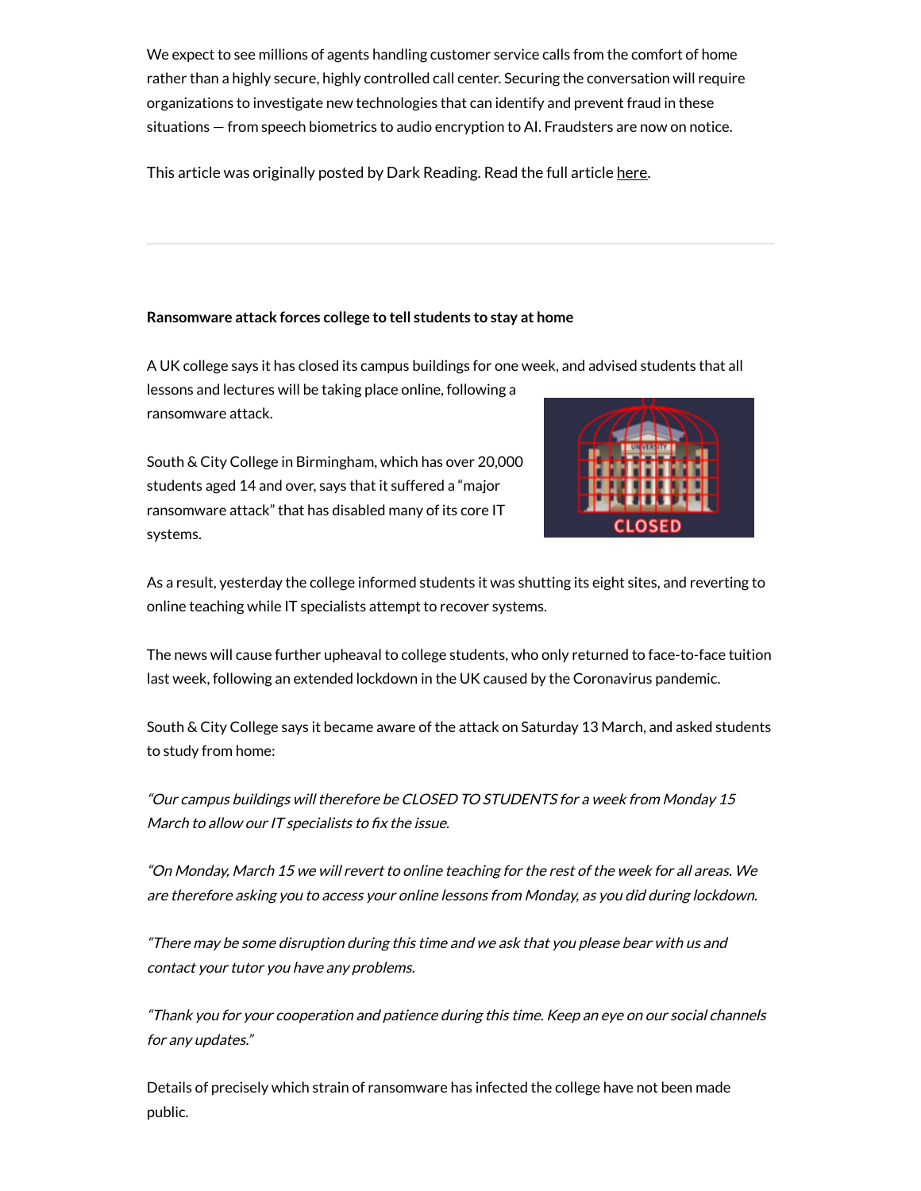We expect to see millions of agents handling customer service calls from the comfort of home rather than a highly secure, highly controlled call center. Securing the conversation will require organizations to investigate new technologies that can identify and prevent fraud in these situations — from speech biometrics to audio encryption to AI. Fraudsters are now on notice.

This article was originally posted by Dark Reading. Read the full article here.

---

**Ransomware attack forces college to tell students to stay at home**

A UK college says it has closed its campus buildings for one week, and advised students that all lessons and lectures will be taking place online, following a ransomware attack.

South & City College in Birmingham, which has over 20,000 students aged 14 and over, says that it suffered a "major ransomware attack" that has disabled many of its core IT systems.

As a result, yesterday the college informed students it was shutting its eight sites, and reverting to online teaching while IT specialists attempt to recover systems.

The news will cause further upheaval to college students, who only returned to face-to-face tuition last week, following an extended lockdown in the UK caused by the Coronavirus pandemic.

South & City College says it became aware of the attack on Saturday 13 March, and asked students to study from home:

*"Our campus buildings will therefore be CLOSED TO STUDENTS for a week from Monday 15 March to allow our IT specialists to fix the issue.*

*"On Monday, March 15 we will revert to online teaching for the rest of the week for all areas. We are therefore asking you to access your online lessons from Monday, as you did during lockdown.*

*"There may be some disruption during this time and we ask that you please bear with us and contact your tutor you have any problems.*

*"Thank you for your cooperation and patience during this time. Keep an eye on our social channels for any updates."*

Details of precisely which strain of ransomware has infected the college have not been made public.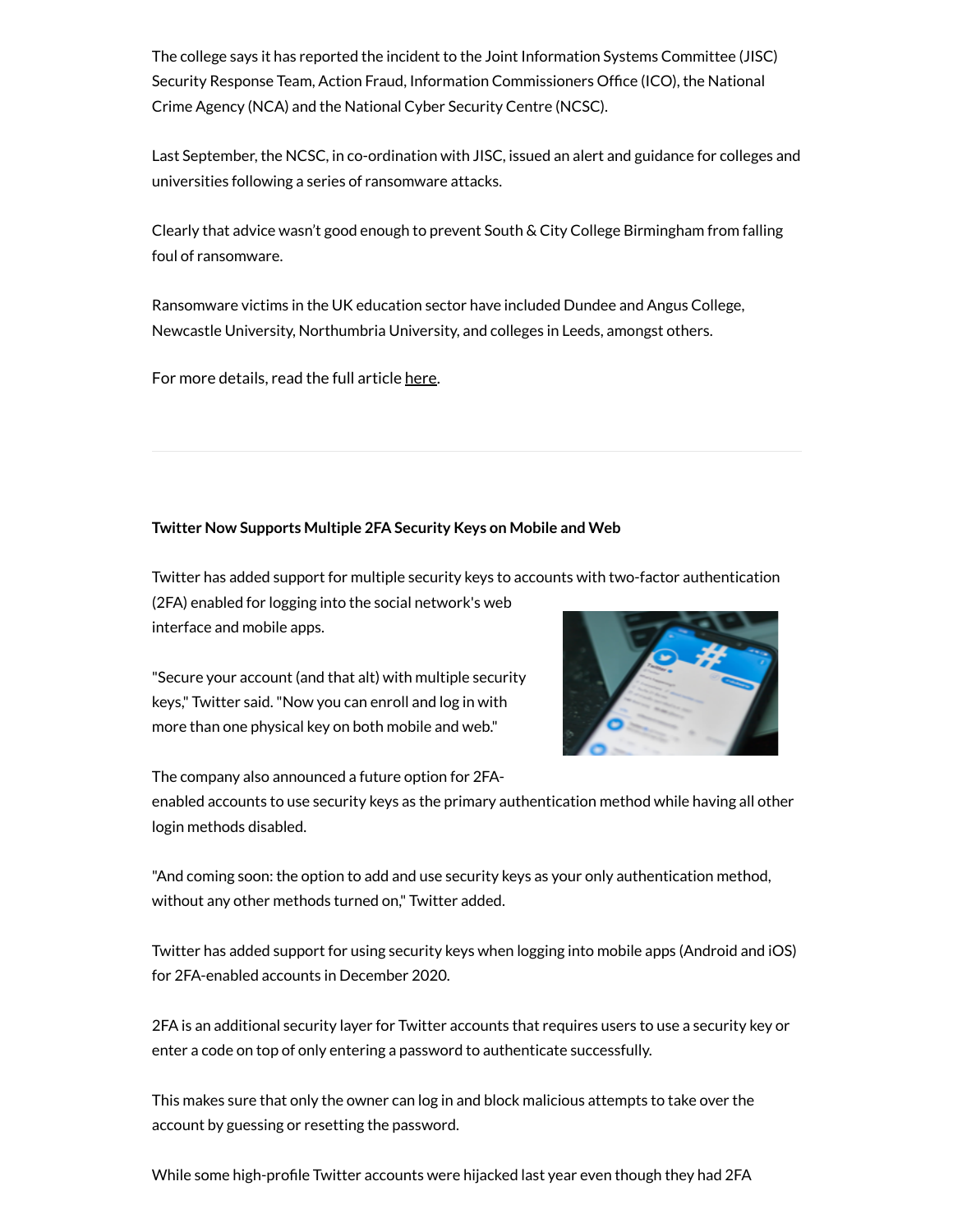The college says it has reported the incident to the Joint Information Systems Committee (JISC) Security Response Team, Action Fraud, Information Commissioners Office (ICO), the National Crime Agency (NCA) and the National Cyber Security Centre (NCSC).

Last September, the NCSC, in co-ordination with JISC, issued an alert and guidance for colleges and universities following a series of ransomware attacks.

Clearly that advice wasn't good enough to prevent South & City College Birmingham from falling foul of ransomware.

Ransomware victims in the UK education sector have included Dundee and Angus College, Newcastle University, Northumbria University, and colleges in Leeds, amongst others.

For more details, read the full article here.

---

**Twitter Now Supports Multiple 2FA Security Keys on Mobile and Web**

Twitter has added support for multiple security keys to accounts with two-factor authentication (2FA) enabled for logging into the social network's web interface and mobile apps.

"Secure your account (and that alt) with multiple security keys," Twitter said. "Now you can enroll and log in with more than one physical key on both mobile and web."

The company also announced a future option for 2FA-enabled accounts to use security keys as the primary authentication method while having all other login methods disabled.

"And coming soon: the option to add and use security keys as your only authentication method, without any other methods turned on," Twitter added.

Twitter has added support for using security keys when logging into mobile apps (Android and iOS) for 2FA-enabled accounts in December 2020.

2FA is an additional security layer for Twitter accounts that requires users to use a security key or enter a code on top of only entering a password to authenticate successfully.

This makes sure that only the owner can log in and block malicious attempts to take over the account by guessing or resetting the password.

While some high-profile Twitter accounts were hijacked last year even though they had 2FA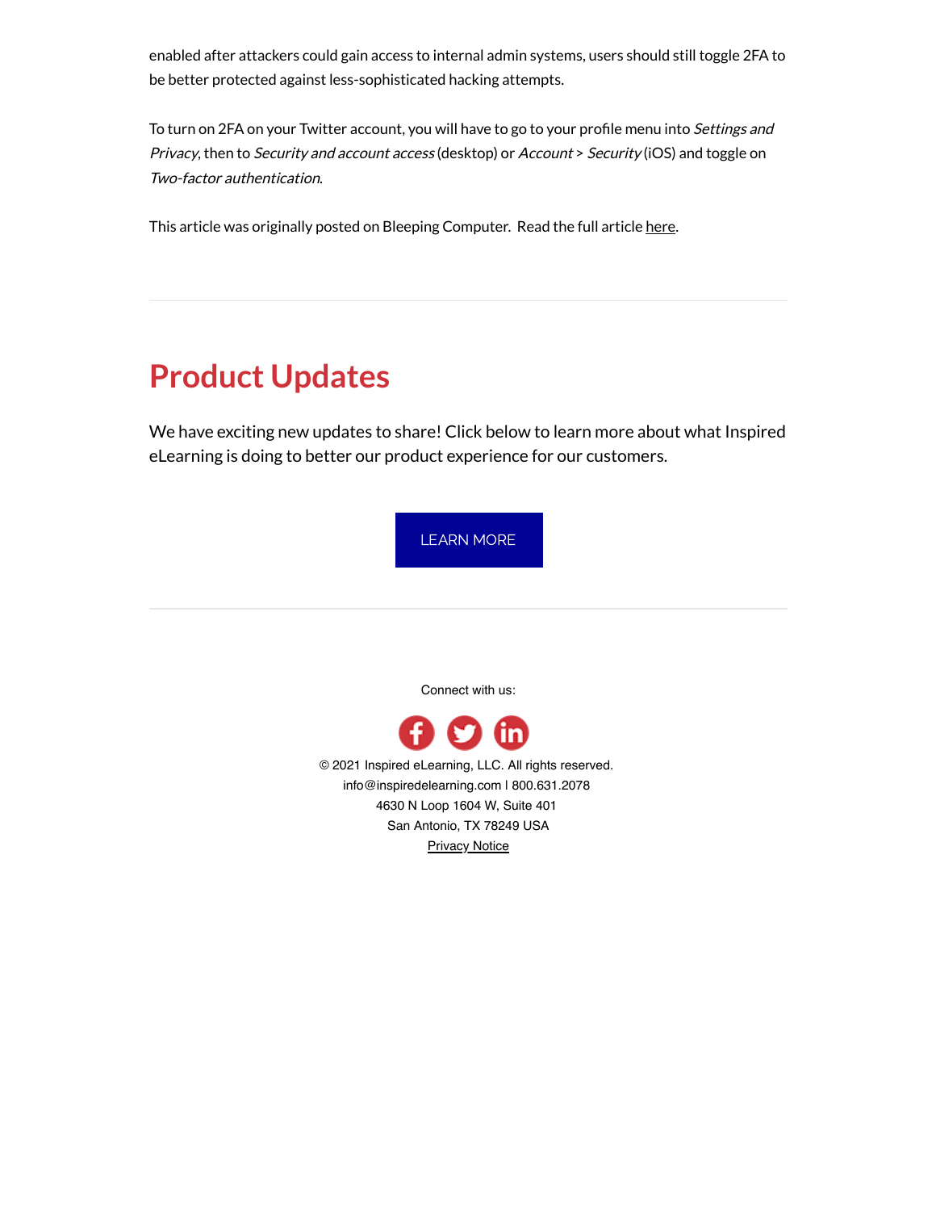enabled after attackers could gain access to internal admin systems, users should still toggle 2FA to be better protected against less-sophisticated hacking attempts.

To turn on 2FA on your Twitter account, you will have to go to your profile menu into *Settings and Privacy*, then to *Security and account access* (desktop) or *Account* > *Security* (iOS) and toggle on *Two-factor authentication*.

This article was originally posted on Bleeping Computer. Read the full article here.

---

## Product Updates

We have exciting new updates to share! Click below to learn more about what Inspired eLearning is doing to better our product experience for our customers.

LEARN MORE

---

Connect with us:

© 2021 Inspired eLearning, LLC. All rights reserved.
info@inspiredelearning.com | 800.631.2078
4630 N Loop 1604 W, Suite 401
San Antonio, TX 78249 USA
Privacy Notice